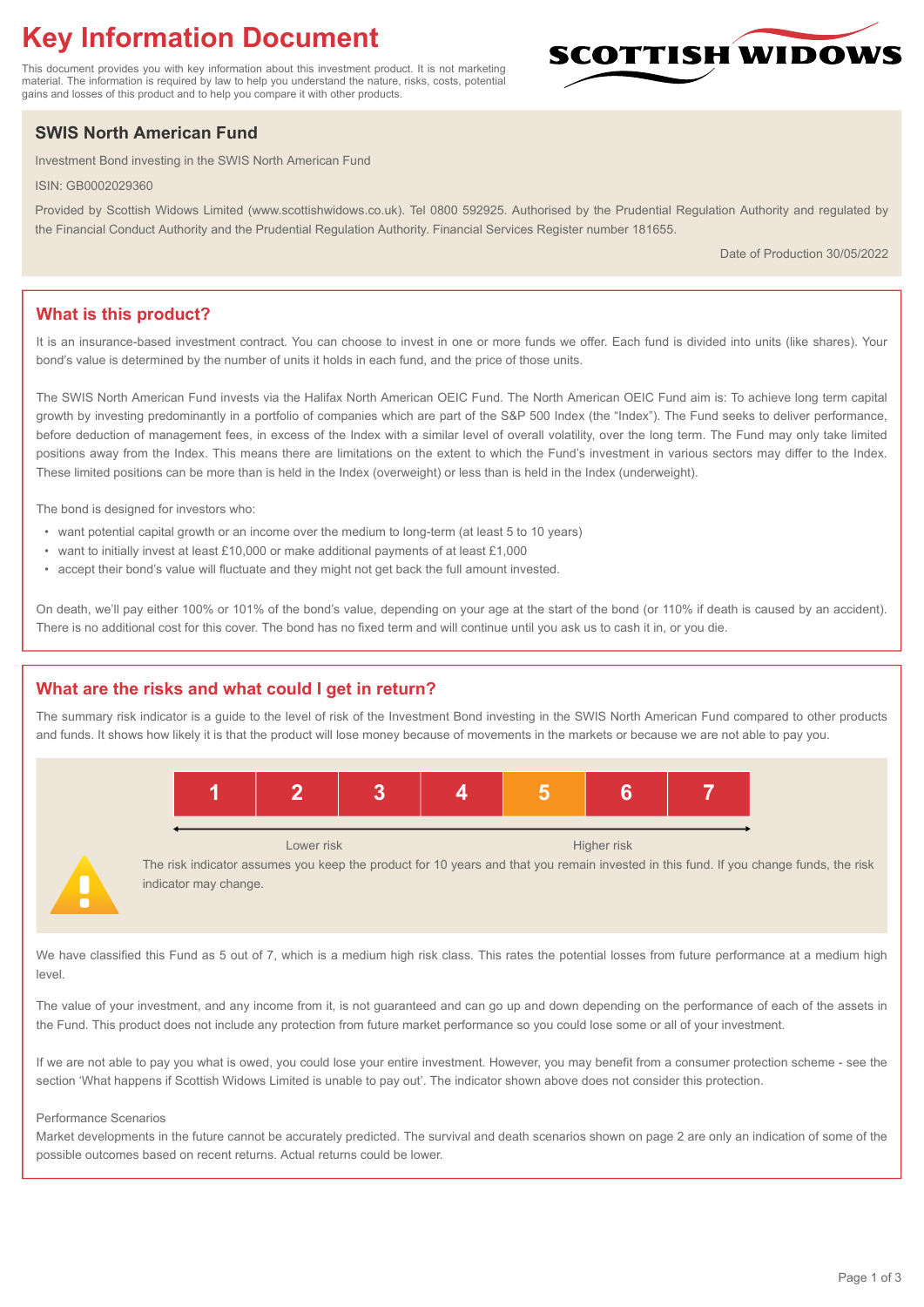# Key Information Document

This document provides you with key information about this investment product. It is not marketing material. The information is required by law to help you understand the nature, risks, costs, potential gains and losses of this product and to help you compare it with other products.

SCOTTISH WIDOWS

## SWIS North American Fund

Investment Bond investing in the SWIS North American Fund

ISIN: GB0002029360

Provided by Scottish Widows Limited (www.scottishwidows.co.uk). Tel 0800 592925. Authorised by the Prudential Regulation Authority and regulated by the Financial Conduct Authority and the Prudential Regulation Authority. Financial Services Register number 181655.

Date of Production 30/05/2022

## What is this product?

It is an insurance-based investment contract. You can choose to invest in one or more funds we offer. Each fund is divided into units (like shares). Your bond's value is determined by the number of units it holds in each fund, and the price of those units.

The SWIS North American Fund invests via the Halifax North American OEIC Fund. The North American OEIC Fund aim is: To achieve long term capital growth by investing predominantly in a portfolio of companies which are part of the S&P 500 Index (the "Index"). The Fund seeks to deliver performance, before deduction of management fees, in excess of the Index with a similar level of overall volatility, over the long term. The Fund may only take limited positions away from the Index. This means there are limitations on the extent to which the Fund's investment in various sectors may differ to the Index. These limited positions can be more than is held in the Index (overweight) or less than is held in the Index (underweight).

The bond is designed for investors who:

- want potential capital growth or an income over the medium to long-term (at least 5 to 10 years)
- want to initially invest at least £10,000 or make additional payments of at least £1,000
- accept their bond's value will fluctuate and they might not get back the full amount invested.

On death, we'll pay either 100% or 101% of the bond's value, depending on your age at the start of the bond (or 110% if death is caused by an accident). There is no additional cost for this cover. The bond has no fixed term and will continue until you ask us to cash it in, or you die.

## What are the risks and what could I get in return?

The summary risk indicator is a guide to the level of risk of the Investment Bond investing in the SWIS North American Fund compared to other products and funds. It shows how likely it is that the product will lose money because of movements in the markets or because we are not able to pay you.

| 1 | 2 | 3 | 4 | **5** | 6 | 7 |
|---|---|---|---|---|---|---|

Lower risk ← → Higher risk

The risk indicator assumes you keep the product for 10 years and that you remain invested in this fund. If you change funds, the risk indicator may change.

We have classified this Fund as 5 out of 7, which is a medium high risk class. This rates the potential losses from future performance at a medium high level.

The value of your investment, and any income from it, is not guaranteed and can go up and down depending on the performance of each of the assets in the Fund. This product does not include any protection from future market performance so you could lose some or all of your investment.

If we are not able to pay you what is owed, you could lose your entire investment. However, you may benefit from a consumer protection scheme - see the section 'What happens if Scottish Widows Limited is unable to pay out'. The indicator shown above does not consider this protection.

Performance Scenarios

Market developments in the future cannot be accurately predicted. The survival and death scenarios shown on page 2 are only an indication of some of the possible outcomes based on recent returns. Actual returns could be lower.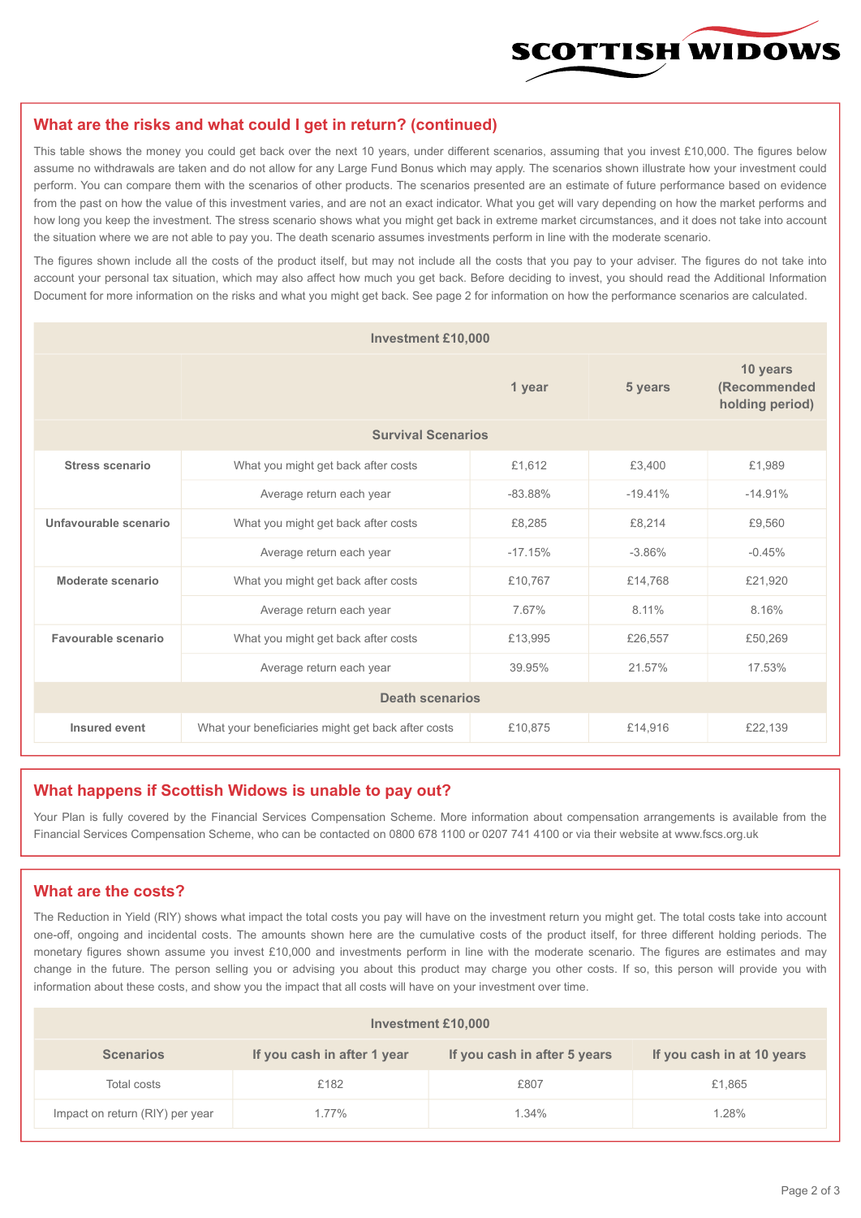## What are the risks and what could I get in return? (continued)

This table shows the money you could get back over the next 10 years, under different scenarios, assuming that you invest £10,000. The figures below assume no withdrawals are taken and do not allow for any Large Fund Bonus which may apply. The scenarios shown illustrate how your investment could perform. You can compare them with the scenarios of other products. The scenarios presented are an estimate of future performance based on evidence from the past on how the value of this investment varies, and are not an exact indicator. What you get will vary depending on how the market performs and how long you keep the investment. The stress scenario shows what you might get back in extreme market circumstances, and it does not take into account the situation where we are not able to pay you. The death scenario assumes investments perform in line with the moderate scenario.

The figures shown include all the costs of the product itself, but may not include all the costs that you pay to your adviser. The figures do not take into account your personal tax situation, which may also affect how much you get back. Before deciding to invest, you should read the Additional Information Document for more information on the risks and what you might get back. See page 2 for information on how the performance scenarios are calculated.

| Investment £10,000 | | | | |
|---|---|---|---|---|
| | | 1 year | 5 years | 10 years (Recommended holding period) |
| **Survival Scenarios** | | | | |
| **Stress scenario** | What you might get back after costs | £1,612 | £3,400 | £1,989 |
| | Average return each year | -83.88% | -19.41% | -14.91% |
| **Unfavourable scenario** | What you might get back after costs | £8,285 | £8,214 | £9,560 |
| | Average return each year | -17.15% | -3.86% | -0.45% |
| **Moderate scenario** | What you might get back after costs | £10,767 | £14,768 | £21,920 |
| | Average return each year | 7.67% | 8.11% | 8.16% |
| **Favourable scenario** | What you might get back after costs | £13,995 | £26,557 | £50,269 |
| | Average return each year | 39.95% | 21.57% | 17.53% |
| **Death scenarios** | | | | |
| **Insured event** | What your beneficiaries might get back after costs | £10,875 | £14,916 | £22,139 |

## What happens if Scottish Widows is unable to pay out?

Your Plan is fully covered by the Financial Services Compensation Scheme. More information about compensation arrangements is available from the Financial Services Compensation Scheme, who can be contacted on 0800 678 1100 or 0207 741 4100 or via their website at www.fscs.org.uk

## What are the costs?

The Reduction in Yield (RIY) shows what impact the total costs you pay will have on the investment return you might get. The total costs take into account one-off, ongoing and incidental costs. The amounts shown here are the cumulative costs of the product itself, for three different holding periods. The monetary figures shown assume you invest £10,000 and investments perform in line with the moderate scenario. The figures are estimates and may change in the future. The person selling you or advising you about this product may charge you other costs. If so, this person will provide you with information about these costs, and show you the impact that all costs will have on your investment over time.

| Investment £10,000 | | | |
|---|---|---|---|
| **Scenarios** | **If you cash in after 1 year** | **If you cash in after 5 years** | **If you cash in at 10 years** |
| Total costs | £182 | £807 | £1,865 |
| Impact on return (RIY) per year | 1.77% | 1.34% | 1.28% |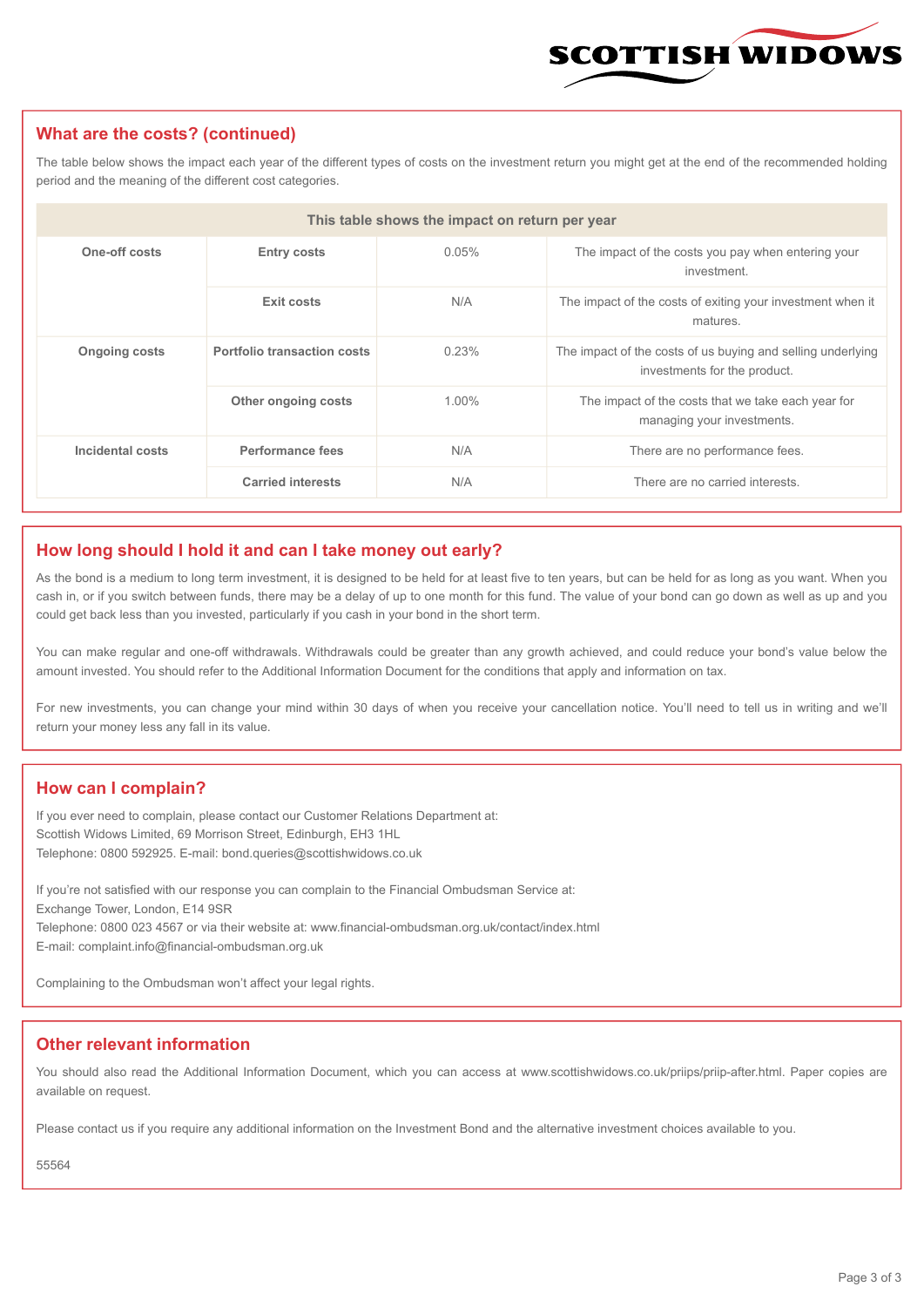## What are the costs? (continued)

The table below shows the impact each year of the different types of costs on the investment return you might get at the end of the recommended holding period and the meaning of the different cost categories.

| This table shows the impact on return per year | | | |
|---|---|---|---|
| **One-off costs** | **Entry costs** | 0.05% | The impact of the costs you pay when entering your investment. |
| | **Exit costs** | N/A | The impact of the costs of exiting your investment when it matures. |
| **Ongoing costs** | **Portfolio transaction costs** | 0.23% | The impact of the costs of us buying and selling underlying investments for the product. |
| | **Other ongoing costs** | 1.00% | The impact of the costs that we take each year for managing your investments. |
| **Incidental costs** | **Performance fees** | N/A | There are no performance fees. |
| | **Carried interests** | N/A | There are no carried interests. |

## How long should I hold it and can I take money out early?

As the bond is a medium to long term investment, it is designed to be held for at least five to ten years, but can be held for as long as you want. When you cash in, or if you switch between funds, there may be a delay of up to one month for this fund. The value of your bond can go down as well as up and you could get back less than you invested, particularly if you cash in your bond in the short term.

You can make regular and one-off withdrawals. Withdrawals could be greater than any growth achieved, and could reduce your bond's value below the amount invested. You should refer to the Additional Information Document for the conditions that apply and information on tax.

For new investments, you can change your mind within 30 days of when you receive your cancellation notice. You'll need to tell us in writing and we'll return your money less any fall in its value.

## How can I complain?

If you ever need to complain, please contact our Customer Relations Department at:
Scottish Widows Limited, 69 Morrison Street, Edinburgh, EH3 1HL
Telephone: 0800 592925. E-mail: bond.queries@scottishwidows.co.uk

If you're not satisfied with our response you can complain to the Financial Ombudsman Service at:
Exchange Tower, London, E14 9SR
Telephone: 0800 023 4567 or via their website at: www.financial-ombudsman.org.uk/contact/index.html
E-mail: complaint.info@financial-ombudsman.org.uk

Complaining to the Ombudsman won't affect your legal rights.

## Other relevant information

You should also read the Additional Information Document, which you can access at www.scottishwidows.co.uk/priips/priip-after.html. Paper copies are available on request.

Please contact us if you require any additional information on the Investment Bond and the alternative investment choices available to you.

55564